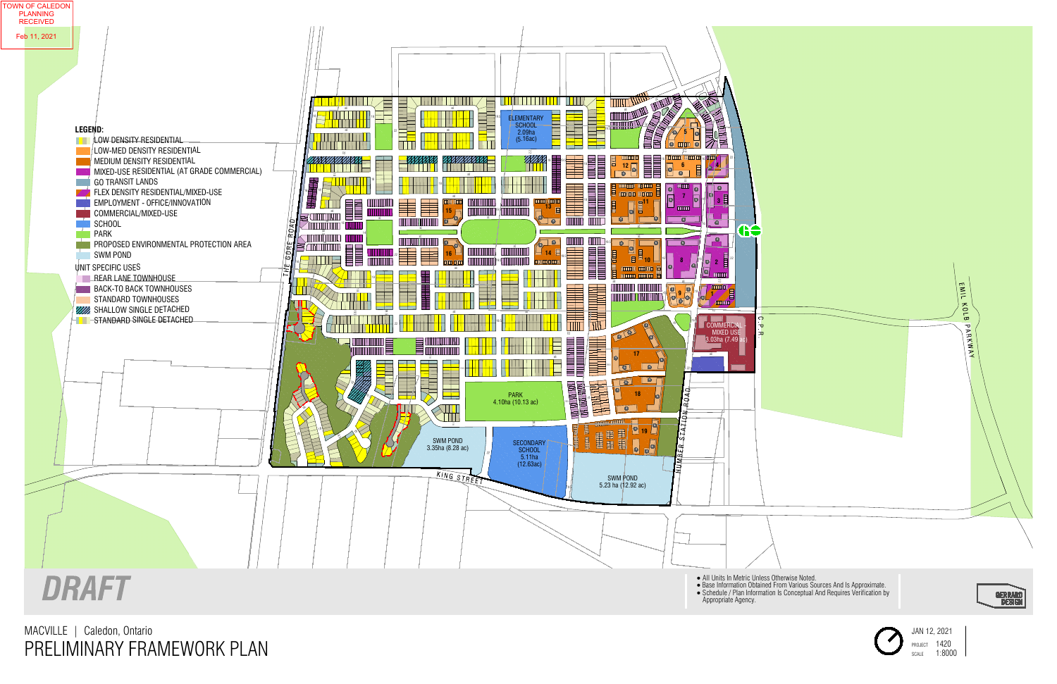TOWN OF CALEDON
PLANNING
RECEIVED

Feb 11, 2021

**LEGEND:**

- LOW DENSITY RESIDENTIAL
- LOW-MED DENSITY RESIDENTIAL
- MEDIUM DENSITY RESIDENTIAL
- MIXED-USE RESIDENTIAL (AT GRADE COMMERCIAL)
- GO TRANSIT LANDS
- FLEX DENSITY RESIDENTIAL/MIXED-USE
- EMPLOYMENT - OFFICE/INNOVATION
- COMMERCIAL/MIXED-USE
- SCHOOL
- PARK
- PROPOSED ENVIRONMENTAL PROTECTION AREA
- SWM POND

UNIT SPECIFIC USES

- REAR LANE TOWNHOUSE
- BACK-TO BACK TOWNHOUSES
- STANDARD TOWNHOUSES
- SHALLOW SINGLE DETACHED
- STANDARD SINGLE DETACHED

ELEMENTARY SCHOOL 2.09ha (5.16ac)

PARK 4.10ha (10.13 ac)

SWM POND 3.35ha (8.28 ac)

SECONDARY SCHOOL 5.11ha (12.63ac)

SWM POND 5.23 ha (12.92 ac)

COMMERCIAL - MIXED USE 3.03ha (7.49 ac)

THE GORE ROAD

KING STREET

HUMBER STATION ROAD

C.P.R.

EMIL KOLB PARKWAY

DRAFT

- All Units In Metric Unless Otherwise Noted.
- Base Information Obtained From Various Sources And Is Approximate.
- Schedule / Plan Information Is Conceptual And Requires Verification by Appropriate Agency.

GERRARD DESIGN

MACVILLE | Caledon, Ontario

# PRELIMINARY FRAMEWORK PLAN

JAN 12, 2021

PROJECT 1420

SCALE 1:8000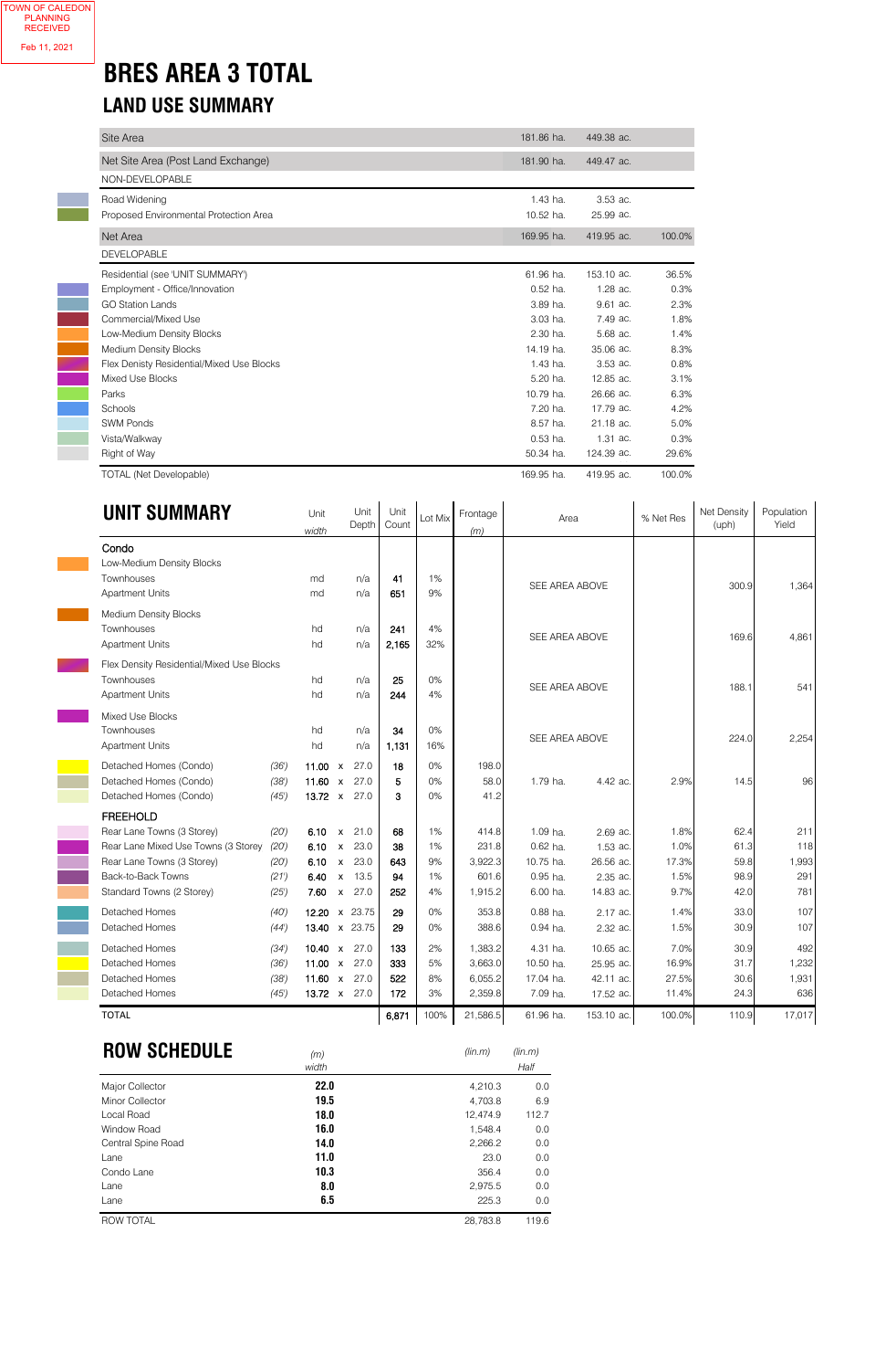TOWN OF CALEDON
PLANNING
RECEIVED

Feb 11, 2021

# BRES AREA 3 TOTAL

## LAND USE SUMMARY

| | | | |
|---|---|---|---|
| Site Area | 181.86 ha. | 449.38 ac. | |
| Net Site Area (Post Land Exchange) | 181.90 ha. | 449.47 ac. | |
| NON-DEVELOPABLE | | | |
| Road Widening | 1.43 ha. | 3.53 ac. | |
| Proposed Environmental Protection Area | 10.52 ha. | 25.99 ac. | |
| Net Area | 169.95 ha. | 419.95 ac. | 100.0% |
| DEVELOPABLE | | | |
| Residential (see 'UNIT SUMMARY') | 61.96 ha. | 153.10 ac. | 36.5% |
| Employment - Office/Innovation | 0.52 ha. | 1.28 ac. | 0.3% |
| GO Station Lands | 3.89 ha. | 9.61 ac. | 2.3% |
| Commercial/Mixed Use | 3.03 ha. | 7.49 ac. | 1.8% |
| Low-Medium Density Blocks | 2.30 ha. | 5.68 ac. | 1.4% |
| Medium Density Blocks | 14.19 ha. | 35.06 ac. | 8.3% |
| Flex Denisty Residential/Mixed Use Blocks | 1.43 ha. | 3.53 ac. | 0.8% |
| Mixed Use Blocks | 5.20 ha. | 12.85 ac. | 3.1% |
| Parks | 10.79 ha. | 26.66 ac. | 6.3% |
| Schools | 7.20 ha. | 17.79 ac. | 4.2% |
| SWM Ponds | 8.57 ha. | 21.18 ac. | 5.0% |
| Vista/Walkway | 0.53 ha. | 1.31 ac. | 0.3% |
| Right of Way | 50.34 ha. | 124.39 ac. | 29.6% |
| TOTAL (Net Developable) | 169.95 ha. | 419.95 ac. | 100.0% |

## UNIT SUMMARY

| | | Unit *width* | | Unit Depth | Unit Count | Lot Mix | Frontage *(m)* | Area | | % Net Res | Net Density (uph) | Population Yield |
|---|---|---|---|---|---|---|---|---|---|---|---|---|
| **Condo** | | | | | | | | | | | | |
| Low-Medium Density Blocks | | | | | | | | | | | | |
| Townhouses | | md | | n/a | 41 | 1% | | SEE AREA ABOVE | | | 300.9 | 1,364 |
| Apartment Units | | md | | n/a | 651 | 9% | | | | | | |
| Medium Density Blocks | | | | | | | | | | | | |
| Townhouses | | hd | | n/a | 241 | 4% | | SEE AREA ABOVE | | | 169.6 | 4,861 |
| Apartment Units | | hd | | n/a | 2,165 | 32% | | | | | | |
| Flex Density Residential/Mixed Use Blocks | | | | | | | | | | | | |
| Townhouses | | hd | | n/a | 25 | 0% | | SEE AREA ABOVE | | | 188.1 | 541 |
| Apartment Units | | hd | | n/a | 244 | 4% | | | | | | |
| Mixed Use Blocks | | | | | | | | | | | | |
| Townhouses | | hd | | n/a | 34 | 0% | | SEE AREA ABOVE | | | 224.0 | 2,254 |
| Apartment Units | | hd | | n/a | 1,131 | 16% | | | | | | |
| Detached Homes (Condo) | (36') | 11.00 | x | 27.0 | 18 | 0% | 198.0 | | | | | |
| Detached Homes (Condo) | (38') | 11.60 | x | 27.0 | 5 | 0% | 58.0 | 1.79 ha. | 4.42 ac. | 2.9% | 14.5 | 96 |
| Detached Homes (Condo) | (45') | 13.72 | x | 27.0 | 3 | 0% | 41.2 | | | | | |
| **FREEHOLD** | | | | | | | | | | | | |
| Rear Lane Towns (3 Storey) | (20') | 6.10 | x | 21.0 | 68 | 1% | 414.8 | 1.09 ha. | 2.69 ac. | 1.8% | 62.4 | 211 |
| Rear Lane Mixed Use Towns (3 Storey) | (20') | 6.10 | x | 23.0 | 38 | 1% | 231.8 | 0.62 ha. | 1.53 ac. | 1.0% | 61.3 | 118 |
| Rear Lane Towns (3 Storey) | (20') | 6.10 | x | 23.0 | 643 | 9% | 3,922.3 | 10.75 ha. | 26.56 ac. | 17.3% | 59.8 | 1,993 |
| Back-to-Back Towns | (21') | 6.40 | x | 13.5 | 94 | 1% | 601.6 | 0.95 ha. | 2.35 ac. | 1.5% | 98.9 | 291 |
| Standard Towns (2 Storey) | (25') | 7.60 | x | 27.0 | 252 | 4% | 1,915.2 | 6.00 ha. | 14.83 ac. | 9.7% | 42.0 | 781 |
| Detached Homes | (40') | 12.20 | x | 23.75 | 29 | 0% | 353.8 | 0.88 ha. | 2.17 ac. | 1.4% | 33.0 | 107 |
| Detached Homes | (44') | 13.40 | x | 23.75 | 29 | 0% | 388.6 | 0.94 ha. | 2.32 ac. | 1.5% | 30.9 | 107 |
| Detached Homes | (34') | 10.40 | x | 27.0 | 133 | 2% | 1,383.2 | 4.31 ha. | 10.65 ac. | 7.0% | 30.9 | 492 |
| Detached Homes | (36') | 11.00 | x | 27.0 | 333 | 5% | 3,663.0 | 10.50 ha. | 25.95 ac. | 16.9% | 31.7 | 1,232 |
| Detached Homes | (38') | 11.60 | x | 27.0 | 522 | 8% | 6,055.2 | 17.04 ha. | 42.11 ac. | 27.5% | 30.6 | 1,931 |
| Detached Homes | (45') | 13.72 | x | 27.0 | 172 | 3% | 2,359.8 | 7.09 ha. | 17.52 ac. | 11.4% | 24.3 | 636 |
| TOTAL | | | | | 6,871 | 100% | 21,586.5 | 61.96 ha. | 153.10 ac. | 100.0% | 110.9 | 17,017 |

## ROW SCHEDULE

| | *(m)* width | *(lin.m)* | *(lin.m)* Half |
|---|---|---|---|
| Major Collector | 22.0 | 4,210.3 | 0.0 |
| Minor Collector | 19.5 | 4,703.8 | 6.9 |
| Local Road | 18.0 | 12,474.9 | 112.7 |
| Window Road | 16.0 | 1,548.4 | 0.0 |
| Central Spine Road | 14.0 | 2,266.2 | 0.0 |
| Lane | 11.0 | 23.0 | 0.0 |
| Condo Lane | 10.3 | 356.4 | 0.0 |
| Lane | 8.0 | 2,975.5 | 0.0 |
| Lane | 6.5 | 225.3 | 0.0 |
| ROW TOTAL | | 28,783.8 | 119.6 |